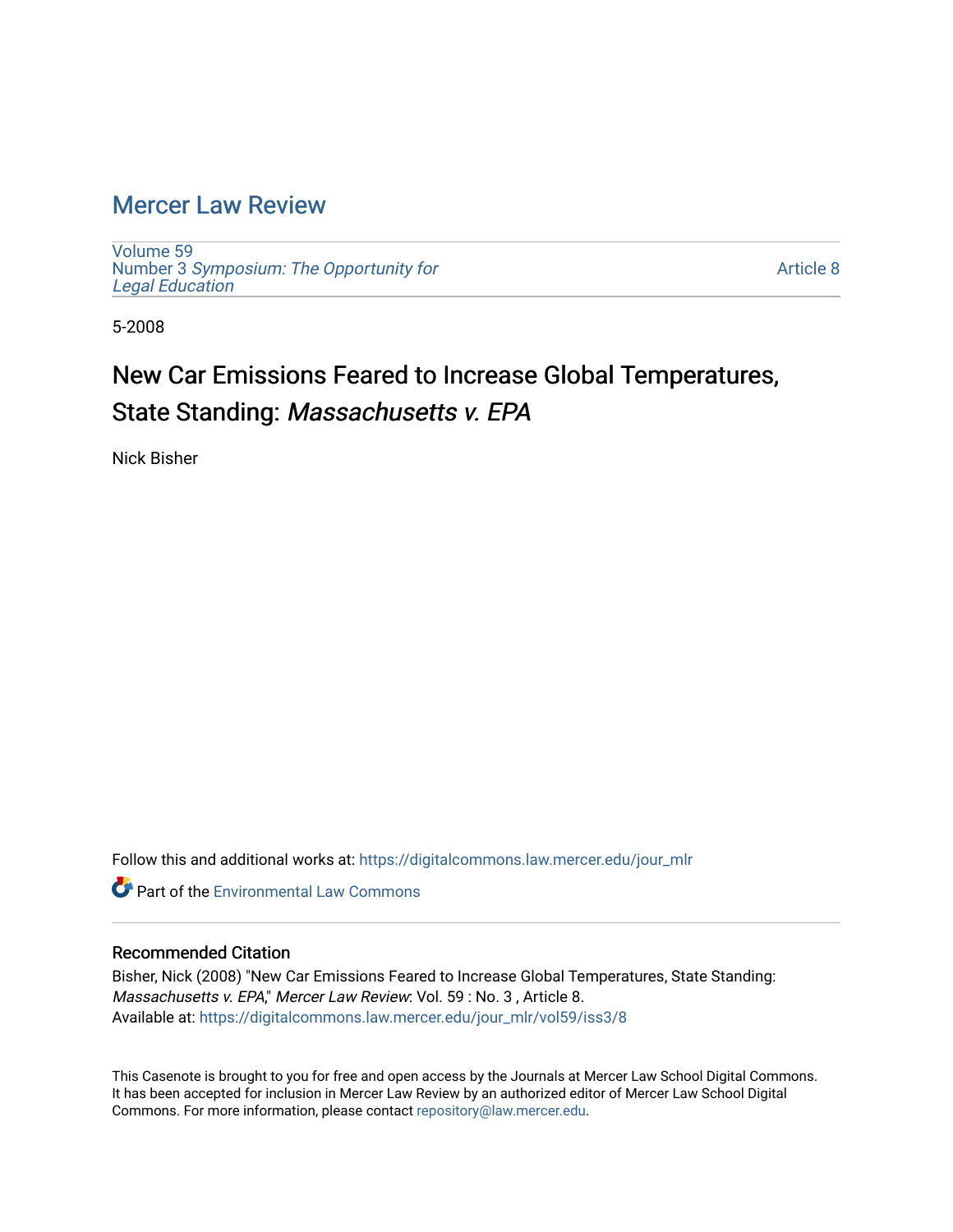# Mercer Law Review

Volume 59
Number 3 *Symposium: The Opportunity for Legal Education*

Article 8

5-2008

## New Car Emissions Feared to Increase Global Temperatures, State Standing: *Massachusetts v. EPA*

Nick Bisher

Follow this and additional works at: https://digitalcommons.law.mercer.edu/jour_mlr

Part of the Environmental Law Commons

### Recommended Citation

Bisher, Nick (2008) "New Car Emissions Feared to Increase Global Temperatures, State Standing: *Massachusetts v. EPA*," *Mercer Law Review*: Vol. 59 : No. 3 , Article 8.
Available at: https://digitalcommons.law.mercer.edu/jour_mlr/vol59/iss3/8

This Casenote is brought to you for free and open access by the Journals at Mercer Law School Digital Commons. It has been accepted for inclusion in Mercer Law Review by an authorized editor of Mercer Law School Digital Commons. For more information, please contact repository@law.mercer.edu.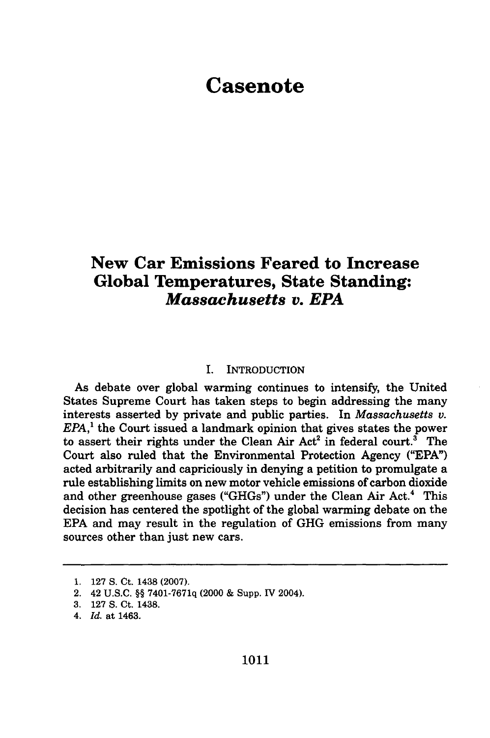# Casenote

## New Car Emissions Feared to Increase Global Temperatures, State Standing: *Massachusetts v. EPA*

### I. Introduction

As debate over global warming continues to intensify, the United States Supreme Court has taken steps to begin addressing the many interests asserted by private and public parties. In *Massachusetts v. EPA*,[1] the Court issued a landmark opinion that gives states the power to assert their rights under the Clean Air Act[2] in federal court.[3] The Court also ruled that the Environmental Protection Agency ("EPA") acted arbitrarily and capriciously in denying a petition to promulgate a rule establishing limits on new motor vehicle emissions of carbon dioxide and other greenhouse gases ("GHGs") under the Clean Air Act.[4] This decision has centered the spotlight of the global warming debate on the EPA and may result in the regulation of GHG emissions from many sources other than just new cars.

---

1. 127 S. Ct. 1438 (2007).
2. 42 U.S.C. §§ 7401-7671q (2000 & Supp. IV 2004).
3. 127 S. Ct. 1438.
4. *Id.* at 1463.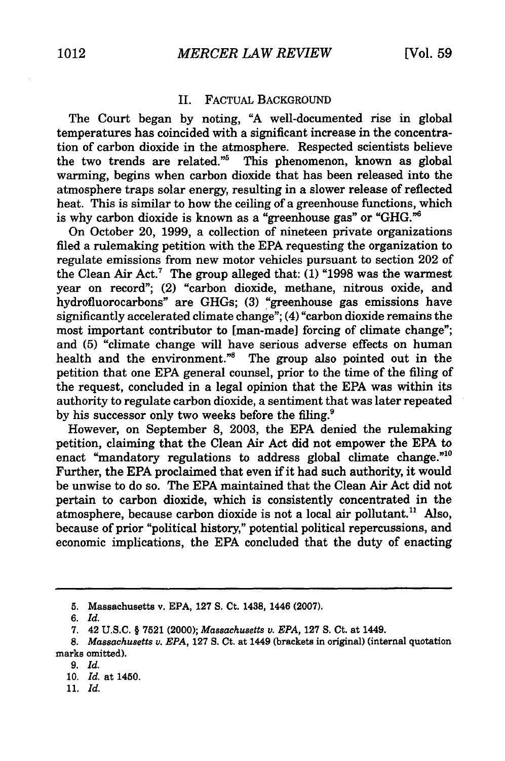## II. Factual Background

The Court began by noting, "A well-documented rise in global temperatures has coincided with a significant increase in the concentration of carbon dioxide in the atmosphere. Respected scientists believe the two trends are related."[5] This phenomenon, known as global warming, begins when carbon dioxide that has been released into the atmosphere traps solar energy, resulting in a slower release of reflected heat. This is similar to how the ceiling of a greenhouse functions, which is why carbon dioxide is known as a "greenhouse gas" or "GHG."[6]

On October 20, 1999, a collection of nineteen private organizations filed a rulemaking petition with the EPA requesting the organization to regulate emissions from new motor vehicles pursuant to section 202 of the Clean Air Act.[7] The group alleged that: (1) "1998 was the warmest year on record"; (2) "carbon dioxide, methane, nitrous oxide, and hydrofluorocarbons" are GHGs; (3) "greenhouse gas emissions have significantly accelerated climate change"; (4) "carbon dioxide remains the most important contributor to [man-made] forcing of climate change"; and (5) "climate change will have serious adverse effects on human health and the environment."[8] The group also pointed out in the petition that one EPA general counsel, prior to the time of the filing of the request, concluded in a legal opinion that the EPA was within its authority to regulate carbon dioxide, a sentiment that was later repeated by his successor only two weeks before the filing.[9]

However, on September 8, 2003, the EPA denied the rulemaking petition, claiming that the Clean Air Act did not empower the EPA to enact "mandatory regulations to address global climate change."[10] Further, the EPA proclaimed that even if it had such authority, it would be unwise to do so. The EPA maintained that the Clean Air Act did not pertain to carbon dioxide, which is consistently concentrated in the atmosphere, because carbon dioxide is not a local air pollutant.[11] Also, because of prior "political history," potential political repercussions, and economic implications, the EPA concluded that the duty of enacting

---

5. Massachusetts v. EPA, 127 S. Ct. 1438, 1446 (2007).
6. *Id.*
7. 42 U.S.C. § 7521 (2000); *Massachusetts v. EPA*, 127 S. Ct. at 1449.
8. *Massachusetts v. EPA*, 127 S. Ct. at 1449 (brackets in original) (internal quotation marks omitted).
9. *Id.*
10. *Id.* at 1450.
11. *Id.*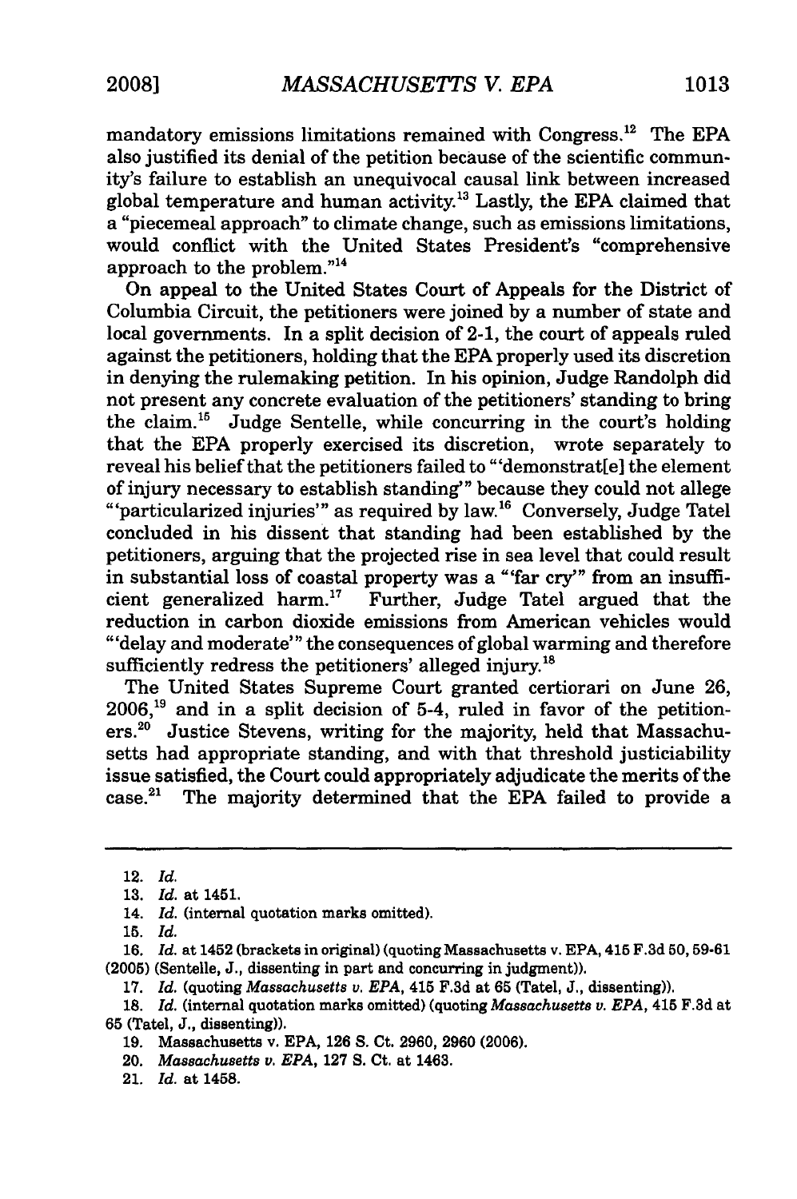mandatory emissions limitations remained with Congress.[12] The EPA also justified its denial of the petition because of the scientific community's failure to establish an unequivocal causal link between increased global temperature and human activity.[13] Lastly, the EPA claimed that a "piecemeal approach" to climate change, such as emissions limitations, would conflict with the United States President's "comprehensive approach to the problem."[14]

On appeal to the United States Court of Appeals for the District of Columbia Circuit, the petitioners were joined by a number of state and local governments. In a split decision of 2-1, the court of appeals ruled against the petitioners, holding that the EPA properly used its discretion in denying the rulemaking petition. In his opinion, Judge Randolph did not present any concrete evaluation of the petitioners' standing to bring the claim.[15] Judge Sentelle, while concurring in the court's holding that the EPA properly exercised its discretion, wrote separately to reveal his belief that the petitioners failed to "'demonstrat[e] the element of injury necessary to establish standing'" because they could not allege "'particularized injuries'" as required by law.[16] Conversely, Judge Tatel concluded in his dissent that standing had been established by the petitioners, arguing that the projected rise in sea level that could result in substantial loss of coastal property was a "'far cry'" from an insufficient generalized harm.[17] Further, Judge Tatel argued that the reduction in carbon dioxide emissions from American vehicles would "'delay and moderate'" the consequences of global warming and therefore sufficiently redress the petitioners' alleged injury.[18]

The United States Supreme Court granted certiorari on June 26, 2006,[19] and in a split decision of 5-4, ruled in favor of the petitioners.[20] Justice Stevens, writing for the majority, held that Massachusetts had appropriate standing, and with that threshold justiciability issue satisfied, the Court could appropriately adjudicate the merits of the case.[21] The majority determined that the EPA failed to provide a

---

12. *Id.*

13. *Id.* at 1451.

14. *Id.* (internal quotation marks omitted).

15. *Id.*

16. *Id.* at 1452 (brackets in original) (quoting Massachusetts v. EPA, 415 F.3d 50, 59-61 (2005) (Sentelle, J., dissenting in part and concurring in judgment)).

17. *Id.* (quoting *Massachusetts v. EPA*, 415 F.3d at 65 (Tatel, J., dissenting)).

18. *Id.* (internal quotation marks omitted) (quoting *Massachusetts v. EPA*, 415 F.3d at 65 (Tatel, J., dissenting)).

19. Massachusetts v. EPA, 126 S. Ct. 2960, 2960 (2006).

20. *Massachusetts v. EPA*, 127 S. Ct. at 1463.

21. *Id.* at 1458.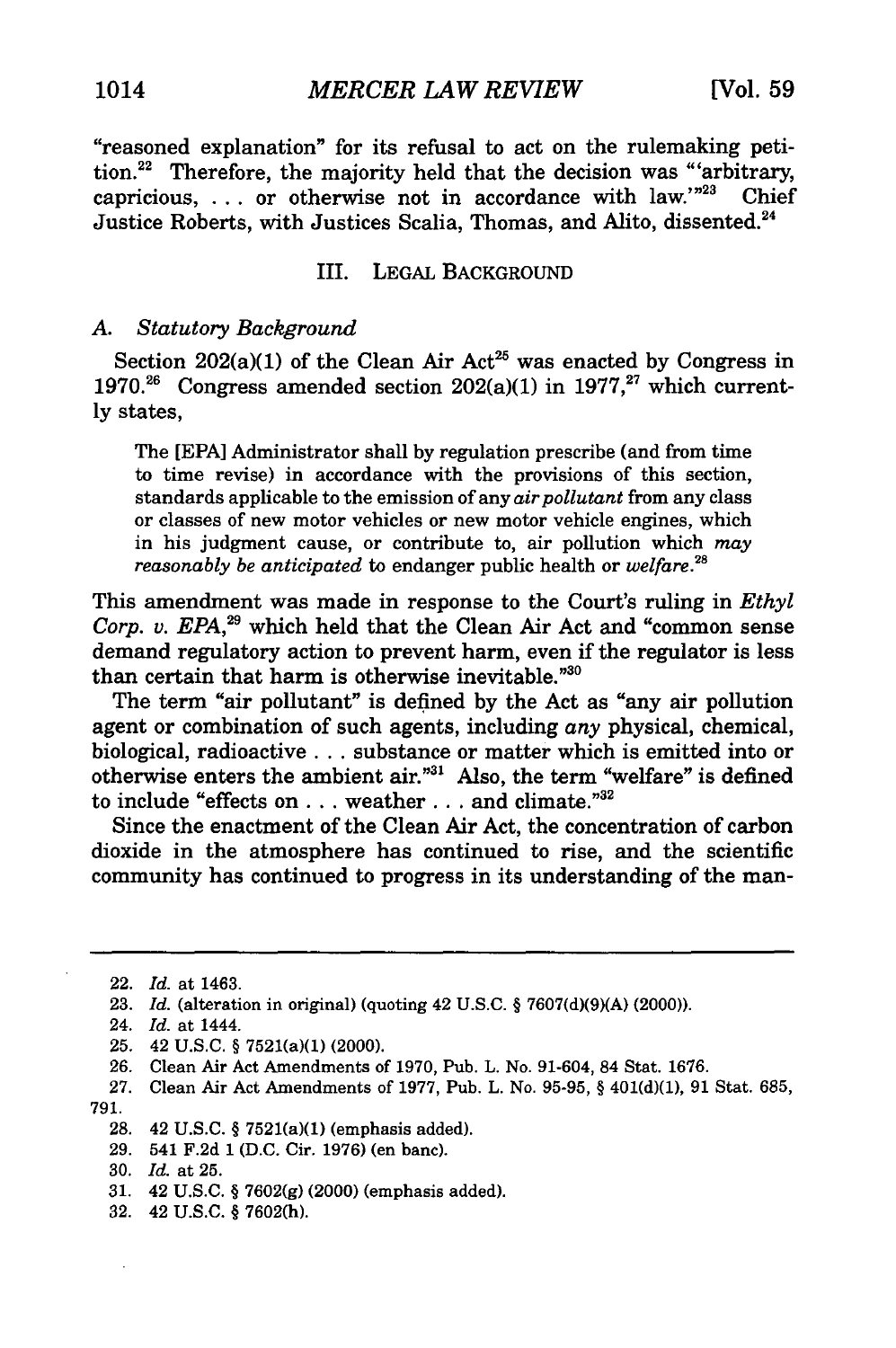"reasoned explanation" for its refusal to act on the rulemaking petition.[22] Therefore, the majority held that the decision was "'arbitrary, capricious, . . . or otherwise not in accordance with law.'"[23] Chief Justice Roberts, with Justices Scalia, Thomas, and Alito, dissented.[24]

## III. LEGAL BACKGROUND

### A. *Statutory Background*

Section 202(a)(1) of the Clean Air Act[25] was enacted by Congress in 1970.[26] Congress amended section 202(a)(1) in 1977,[27] which currently states,

> The [EPA] Administrator shall by regulation prescribe (and from time to time revise) in accordance with the provisions of this section, standards applicable to the emission of any *air pollutant* from any class or classes of new motor vehicles or new motor vehicle engines, which in his judgment cause, or contribute to, air pollution which *may reasonably be anticipated* to endanger public health or *welfare*.[28]

This amendment was made in response to the Court's ruling in *Ethyl Corp. v. EPA*,[29] which held that the Clean Air Act and "common sense demand regulatory action to prevent harm, even if the regulator is less than certain that harm is otherwise inevitable."[30]

The term "air pollutant" is defined by the Act as "any air pollution agent or combination of such agents, including *any* physical, chemical, biological, radioactive . . . substance or matter which is emitted into or otherwise enters the ambient air."[31] Also, the term "welfare" is defined to include "effects on . . . weather . . . and climate."[32]

Since the enactment of the Clean Air Act, the concentration of carbon dioxide in the atmosphere has continued to rise, and the scientific community has continued to progress in its understanding of the man-

---

22. *Id.* at 1463.
23. *Id.* (alteration in original) (quoting 42 U.S.C. § 7607(d)(9)(A) (2000)).
24. *Id.* at 1444.
25. 42 U.S.C. § 7521(a)(1) (2000).
26. Clean Air Act Amendments of 1970, Pub. L. No. 91-604, 84 Stat. 1676.
27. Clean Air Act Amendments of 1977, Pub. L. No. 95-95, § 401(d)(1), 91 Stat. 685, 791.
28. 42 U.S.C. § 7521(a)(1) (emphasis added).
29. 541 F.2d 1 (D.C. Cir. 1976) (en banc).
30. *Id.* at 25.
31. 42 U.S.C. § 7602(g) (2000) (emphasis added).
32. 42 U.S.C. § 7602(h).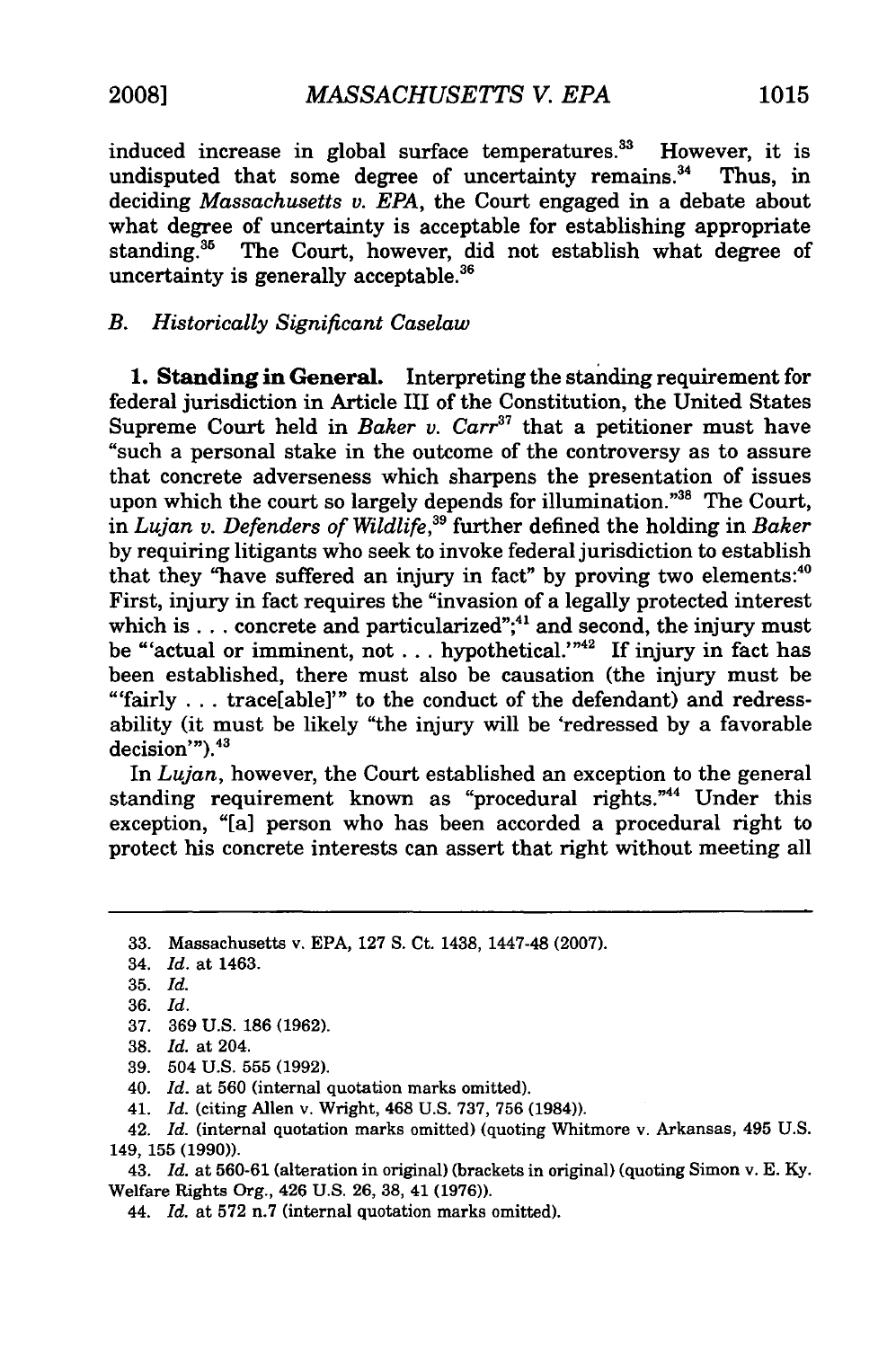induced increase in global surface temperatures.[33] However, it is undisputed that some degree of uncertainty remains.[34] Thus, in deciding *Massachusetts v. EPA*, the Court engaged in a debate about what degree of uncertainty is acceptable for establishing appropriate standing.[35] The Court, however, did not establish what degree of uncertainty is generally acceptable.[36]

### *B. Historically Significant Caselaw*

**1. Standing in General.** Interpreting the standing requirement for federal jurisdiction in Article III of the Constitution, the United States Supreme Court held in *Baker v. Carr*[37] that a petitioner must have "such a personal stake in the outcome of the controversy as to assure that concrete adverseness which sharpens the presentation of issues upon which the court so largely depends for illumination."[38] The Court, in *Lujan v. Defenders of Wildlife*,[39] further defined the holding in *Baker* by requiring litigants who seek to invoke federal jurisdiction to establish that they "have suffered an injury in fact" by proving two elements:[40] First, injury in fact requires the "invasion of a legally protected interest which is . . . concrete and particularized";[41] and second, the injury must be "'actual or imminent, not . . . hypothetical.'"[42] If injury in fact has been established, there must also be causation (the injury must be "'fairly . . . trace[able]'" to the conduct of the defendant) and redressability (it must be likely "the injury will be 'redressed by a favorable decision'").[43]

In *Lujan*, however, the Court established an exception to the general standing requirement known as "procedural rights."[44] Under this exception, "[a] person who has been accorded a procedural right to protect his concrete interests can assert that right without meeting all

---

33. Massachusetts v. EPA, 127 S. Ct. 1438, 1447-48 (2007).

34. *Id.* at 1463.

35. *Id.*

36. *Id.*

37. 369 U.S. 186 (1962).

38. *Id.* at 204.

39. 504 U.S. 555 (1992).

40. *Id.* at 560 (internal quotation marks omitted).

41. *Id.* (citing Allen v. Wright, 468 U.S. 737, 756 (1984)).

42. *Id.* (internal quotation marks omitted) (quoting Whitmore v. Arkansas, 495 U.S. 149, 155 (1990)).

43. *Id.* at 560-61 (alteration in original) (brackets in original) (quoting Simon v. E. Ky. Welfare Rights Org., 426 U.S. 26, 38, 41 (1976)).

44. *Id.* at 572 n.7 (internal quotation marks omitted).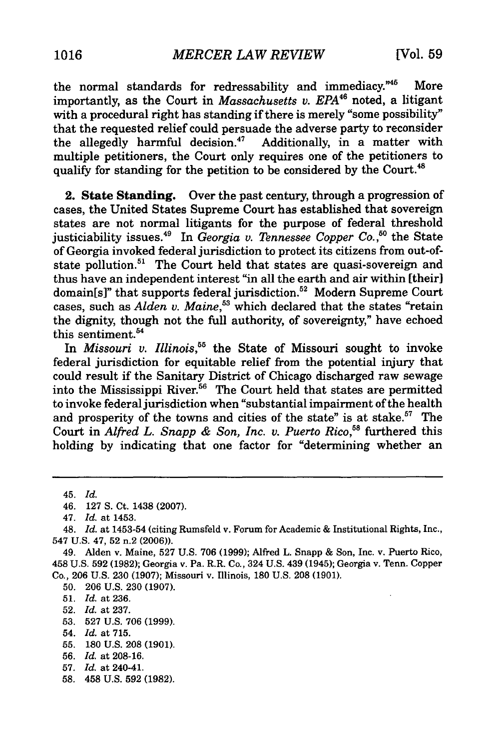the normal standards for redressability and immediacy."[45] More importantly, as the Court in *Massachusetts v. EPA*[46] noted, a litigant with a procedural right has standing if there is merely "some possibility" that the requested relief could persuade the adverse party to reconsider the allegedly harmful decision.[47] Additionally, in a matter with multiple petitioners, the Court only requires one of the petitioners to qualify for standing for the petition to be considered by the Court.[48]

**2. State Standing.** Over the past century, through a progression of cases, the United States Supreme Court has established that sovereign states are not normal litigants for the purpose of federal threshold justiciability issues.[49] In *Georgia v. Tennessee Copper Co.*,[50] the State of Georgia invoked federal jurisdiction to protect its citizens from out-of-state pollution.[51] The Court held that states are quasi-sovereign and thus have an independent interest "in all the earth and air within [their] domain[s]" that supports federal jurisdiction.[52] Modern Supreme Court cases, such as *Alden v. Maine*,[53] which declared that the states "retain the dignity, though not the full authority, of sovereignty," have echoed this sentiment.[54]

In *Missouri v. Illinois*,[55] the State of Missouri sought to invoke federal jurisdiction for equitable relief from the potential injury that could result if the Sanitary District of Chicago discharged raw sewage into the Mississippi River.[56] The Court held that states are permitted to invoke federal jurisdiction when "substantial impairment of the health and prosperity of the towns and cities of the state" is at stake.[57] The Court in *Alfred L. Snapp & Son, Inc. v. Puerto Rico*,[58] furthered this holding by indicating that one factor for "determining whether an

---

45. *Id.*

46. 127 S. Ct. 1438 (2007).

47. *Id.* at 1453.

48. *Id.* at 1453-54 (citing Rumsfeld v. Forum for Academic & Institutional Rights, Inc., 547 U.S. 47, 52 n.2 (2006)).

49. Alden v. Maine, 527 U.S. 706 (1999); Alfred L. Snapp & Son, Inc. v. Puerto Rico, 458 U.S. 592 (1982); Georgia v. Pa. R.R. Co., 324 U.S. 439 (1945); Georgia v. Tenn. Copper Co., 206 U.S. 230 (1907); Missouri v. Illinois, 180 U.S. 208 (1901).

50. 206 U.S. 230 (1907).

51. *Id.* at 236.

52. *Id.* at 237.

53. 527 U.S. 706 (1999).

54. *Id.* at 715.

55. 180 U.S. 208 (1901).

56. *Id.* at 208-16.

57. *Id.* at 240-41.

58. 458 U.S. 592 (1982).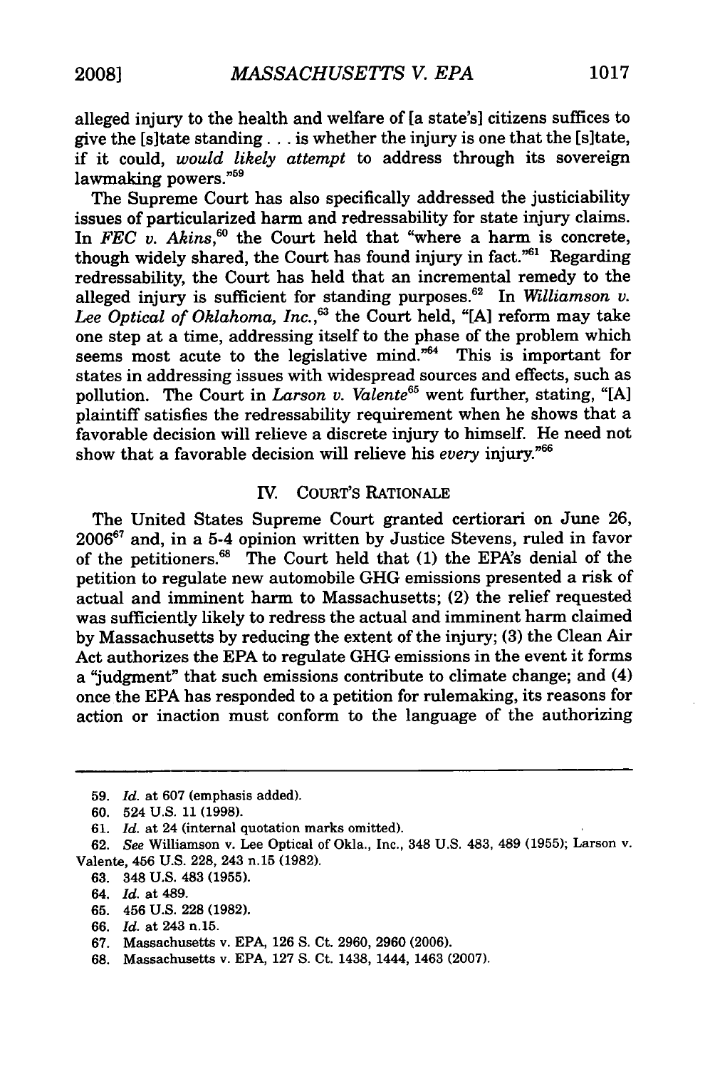alleged injury to the health and welfare of [a state's] citizens suffices to give the [s]tate standing . . . is whether the injury is one that the [s]tate, if it could, *would likely attempt* to address through its sovereign lawmaking powers."[59]

The Supreme Court has also specifically addressed the justiciability issues of particularized harm and redressability for state injury claims. In *FEC v. Akins*,[60] the Court held that "where a harm is concrete, though widely shared, the Court has found injury in fact."[61] Regarding redressability, the Court has held that an incremental remedy to the alleged injury is sufficient for standing purposes.[62] In *Williamson v. Lee Optical of Oklahoma, Inc.*,[63] the Court held, "[A] reform may take one step at a time, addressing itself to the phase of the problem which seems most acute to the legislative mind."[64] This is important for states in addressing issues with widespread sources and effects, such as pollution. The Court in *Larson v. Valente*[65] went further, stating, "[A] plaintiff satisfies the redressability requirement when he shows that a favorable decision will relieve a discrete injury to himself. He need not show that a favorable decision will relieve his *every* injury."[66]

## IV. COURT'S RATIONALE

The United States Supreme Court granted certiorari on June 26, 2006[67] and, in a 5-4 opinion written by Justice Stevens, ruled in favor of the petitioners.[68] The Court held that (1) the EPA's denial of the petition to regulate new automobile GHG emissions presented a risk of actual and imminent harm to Massachusetts; (2) the relief requested was sufficiently likely to redress the actual and imminent harm claimed by Massachusetts by reducing the extent of the injury; (3) the Clean Air Act authorizes the EPA to regulate GHG emissions in the event it forms a "judgment" that such emissions contribute to climate change; and (4) once the EPA has responded to a petition for rulemaking, its reasons for action or inaction must conform to the language of the authorizing

---

59. *Id.* at 607 (emphasis added).

60. 524 U.S. 11 (1998).

61. *Id.* at 24 (internal quotation marks omitted).

62. *See* Williamson v. Lee Optical of Okla., Inc., 348 U.S. 483, 489 (1955); Larson v. Valente, 456 U.S. 228, 243 n.15 (1982).

63. 348 U.S. 483 (1955).

64. *Id.* at 489.

65. 456 U.S. 228 (1982).

66. *Id.* at 243 n.15.

67. Massachusetts v. EPA, 126 S. Ct. 2960, 2960 (2006).

68. Massachusetts v. EPA, 127 S. Ct. 1438, 1444, 1463 (2007).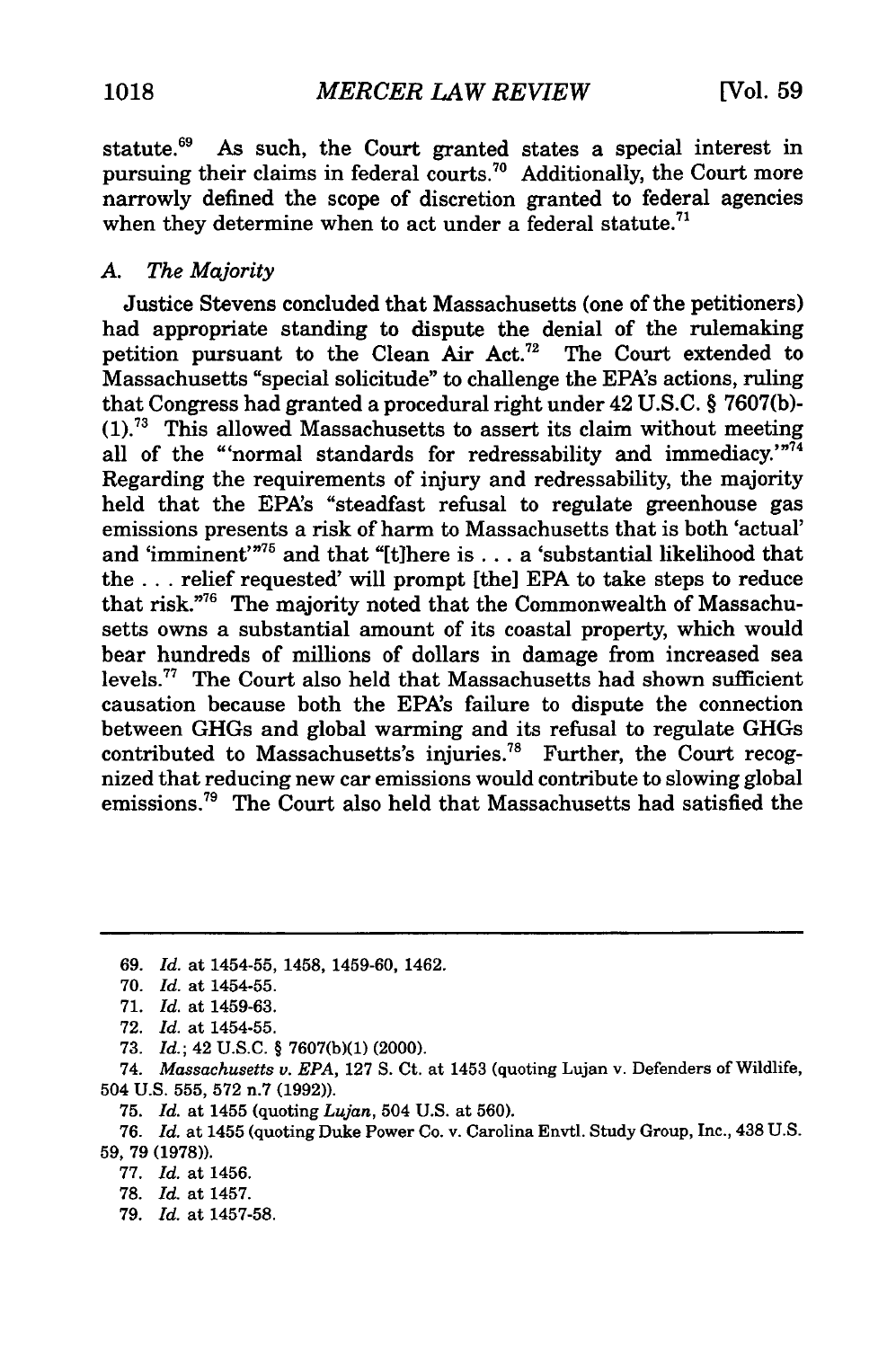statute.[69] As such, the Court granted states a special interest in pursuing their claims in federal courts.[70] Additionally, the Court more narrowly defined the scope of discretion granted to federal agencies when they determine when to act under a federal statute.[71]

### *A. The Majority*

Justice Stevens concluded that Massachusetts (one of the petitioners) had appropriate standing to dispute the denial of the rulemaking petition pursuant to the Clean Air Act.[72] The Court extended to Massachusetts "special solicitude" to challenge the EPA's actions, ruling that Congress had granted a procedural right under 42 U.S.C. § 7607(b)-(1).[73] This allowed Massachusetts to assert its claim without meeting all of the "'normal standards for redressability and immediacy.'"[74] Regarding the requirements of injury and redressability, the majority held that the EPA's "steadfast refusal to regulate greenhouse gas emissions presents a risk of harm to Massachusetts that is both 'actual' and 'imminent'"[75] and that "[t]here is . . . a 'substantial likelihood that the . . . relief requested' will prompt [the] EPA to take steps to reduce that risk."[76] The majority noted that the Commonwealth of Massachusetts owns a substantial amount of its coastal property, which would bear hundreds of millions of dollars in damage from increased sea levels.[77] The Court also held that Massachusetts had shown sufficient causation because both the EPA's failure to dispute the connection between GHGs and global warming and its refusal to regulate GHGs contributed to Massachusetts's injuries.[78] Further, the Court recognized that reducing new car emissions would contribute to slowing global emissions.[79] The Court also held that Massachusetts had satisfied the

---

69. *Id.* at 1454-55, 1458, 1459-60, 1462.

70. *Id.* at 1454-55.

71. *Id.* at 1459-63.

72. *Id.* at 1454-55.

73. *Id.*; 42 U.S.C. § 7607(b)(1) (2000).

74. *Massachusetts v. EPA*, 127 S. Ct. at 1453 (quoting Lujan v. Defenders of Wildlife, 504 U.S. 555, 572 n.7 (1992)).

75. *Id.* at 1455 (quoting *Lujan*, 504 U.S. at 560).

76. *Id.* at 1455 (quoting Duke Power Co. v. Carolina Envtl. Study Group, Inc., 438 U.S. 59, 79 (1978)).

77. *Id.* at 1456.

78. *Id.* at 1457.

79. *Id.* at 1457-58.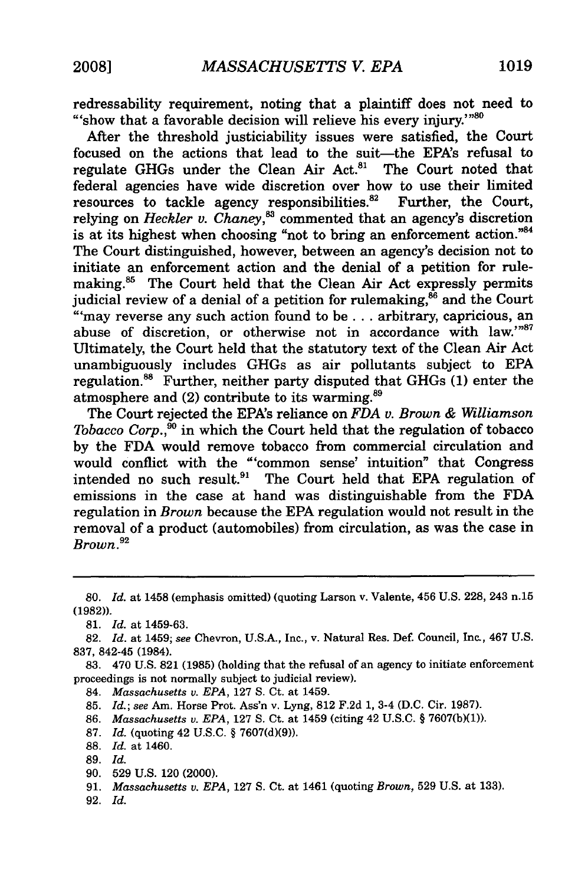redressability requirement, noting that a plaintiff does not need to "'show that a favorable decision will relieve his every injury.'"[80]

After the threshold justiciability issues were satisfied, the Court focused on the actions that lead to the suit—the EPA's refusal to regulate GHGs under the Clean Air Act.[81] The Court noted that federal agencies have wide discretion over how to use their limited resources to tackle agency responsibilities.[82] Further, the Court, relying on *Heckler v. Chaney*,[83] commented that an agency's discretion is at its highest when choosing "not to bring an enforcement action."[84] The Court distinguished, however, between an agency's decision not to initiate an enforcement action and the denial of a petition for rule-making.[85] The Court held that the Clean Air Act expressly permits judicial review of a denial of a petition for rulemaking,[86] and the Court "'may reverse any such action found to be . . . arbitrary, capricious, an abuse of discretion, or otherwise not in accordance with law.'"[87] Ultimately, the Court held that the statutory text of the Clean Air Act unambiguously includes GHGs as air pollutants subject to EPA regulation.[88] Further, neither party disputed that GHGs (1) enter the atmosphere and (2) contribute to its warming.[89]

The Court rejected the EPA's reliance on *FDA v. Brown & Williamson Tobacco Corp.*,[90] in which the Court held that the regulation of tobacco by the FDA would remove tobacco from commercial circulation and would conflict with the "'common sense' intuition" that Congress intended no such result.[91] The Court held that EPA regulation of emissions in the case at hand was distinguishable from the FDA regulation in *Brown* because the EPA regulation would not result in the removal of a product (automobiles) from circulation, as was the case in *Brown*.[92]

---

80. *Id.* at 1458 (emphasis omitted) (quoting Larson v. Valente, 456 U.S. 228, 243 n.15 (1982)).

81. *Id.* at 1459-63.

82. *Id.* at 1459; *see* Chevron, U.S.A., Inc., v. Natural Res. Def. Council, Inc., 467 U.S. 837, 842-45 (1984).

83. 470 U.S. 821 (1985) (holding that the refusal of an agency to initiate enforcement proceedings is not normally subject to judicial review).

84. *Massachusetts v. EPA*, 127 S. Ct. at 1459.

85. *Id.*; *see* Am. Horse Prot. Ass'n v. Lyng, 812 F.2d 1, 3-4 (D.C. Cir. 1987).

86. *Massachusetts v. EPA*, 127 S. Ct. at 1459 (citing 42 U.S.C. § 7607(b)(1)).

87. *Id.* (quoting 42 U.S.C. § 7607(d)(9)).

88. *Id.* at 1460.

89. *Id.*

90. 529 U.S. 120 (2000).

91. *Massachusetts v. EPA*, 127 S. Ct. at 1461 (quoting *Brown*, 529 U.S. at 133).

92. *Id.*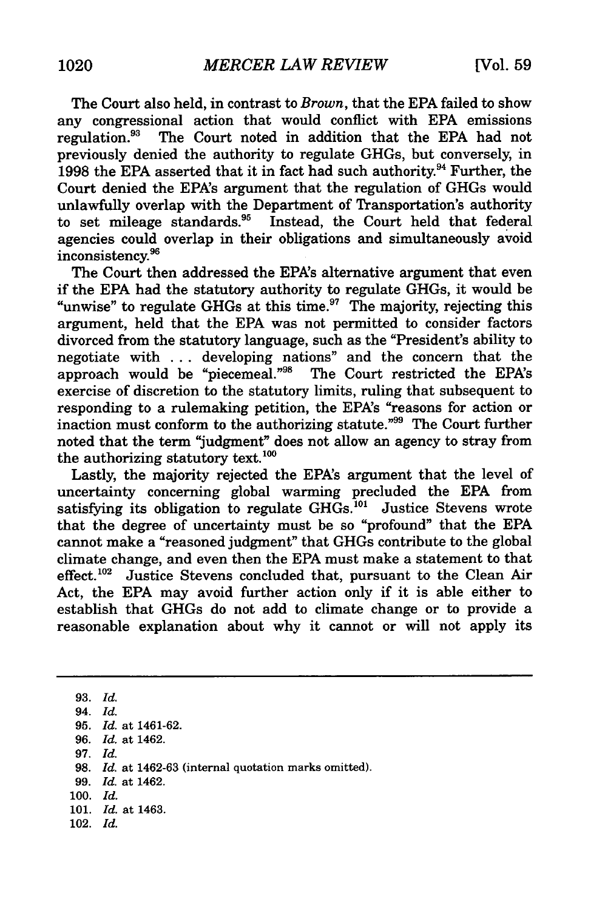The Court also held, in contrast to *Brown*, that the EPA failed to show any congressional action that would conflict with EPA emissions regulation.[93] The Court noted in addition that the EPA had not previously denied the authority to regulate GHGs, but conversely, in 1998 the EPA asserted that it in fact had such authority.[94] Further, the Court denied the EPA's argument that the regulation of GHGs would unlawfully overlap with the Department of Transportation's authority to set mileage standards.[95] Instead, the Court held that federal agencies could overlap in their obligations and simultaneously avoid inconsistency.[96]

The Court then addressed the EPA's alternative argument that even if the EPA had the statutory authority to regulate GHGs, it would be "unwise" to regulate GHGs at this time.[97] The majority, rejecting this argument, held that the EPA was not permitted to consider factors divorced from the statutory language, such as the "President's ability to negotiate with . . . developing nations" and the concern that the approach would be "piecemeal."[98] The Court restricted the EPA's exercise of discretion to the statutory limits, ruling that subsequent to responding to a rulemaking petition, the EPA's "reasons for action or inaction must conform to the authorizing statute."[99] The Court further noted that the term "judgment" does not allow an agency to stray from the authorizing statutory text.[100]

Lastly, the majority rejected the EPA's argument that the level of uncertainty concerning global warming precluded the EPA from satisfying its obligation to regulate GHGs.[101] Justice Stevens wrote that the degree of uncertainty must be so "profound" that the EPA cannot make a "reasoned judgment" that GHGs contribute to the global climate change, and even then the EPA must make a statement to that effect.[102] Justice Stevens concluded that, pursuant to the Clean Air Act, the EPA may avoid further action only if it is able either to establish that GHGs do not add to climate change or to provide a reasonable explanation about why it cannot or will not apply its

---

93. *Id.*
94. *Id.*
95. *Id.* at 1461-62.
96. *Id.* at 1462.
97. *Id.*
98. *Id.* at 1462-63 (internal quotation marks omitted).
99. *Id.* at 1462.
100. *Id.*
101. *Id.* at 1463.
102. *Id.*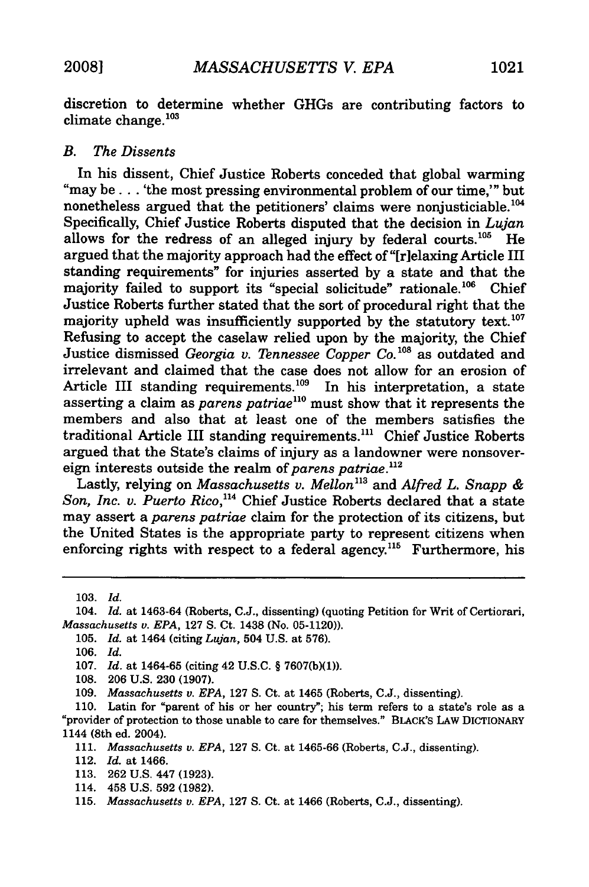discretion to determine whether GHGs are contributing factors to climate change.[103]

### *B. The Dissents*

In his dissent, Chief Justice Roberts conceded that global warming "may be . . . 'the most pressing environmental problem of our time,'" but nonetheless argued that the petitioners' claims were nonjusticiable.[104] Specifically, Chief Justice Roberts disputed that the decision in *Lujan* allows for the redress of an alleged injury by federal courts.[105] He argued that the majority approach had the effect of "[r]elaxing Article III standing requirements" for injuries asserted by a state and that the majority failed to support its "special solicitude" rationale.[106] Chief Justice Roberts further stated that the sort of procedural right that the majority upheld was insufficiently supported by the statutory text.[107] Refusing to accept the caselaw relied upon by the majority, the Chief Justice dismissed *Georgia v. Tennessee Copper Co.*[108] as outdated and irrelevant and claimed that the case does not allow for an erosion of Article III standing requirements.[109] In his interpretation, a state asserting a claim as *parens patriae*[110] must show that it represents the members and also that at least one of the members satisfies the traditional Article III standing requirements.[111] Chief Justice Roberts argued that the State's claims of injury as a landowner were nonsovereign interests outside the realm of *parens patriae*.[112]

Lastly, relying on *Massachusetts v. Mellon*[113] and *Alfred L. Snapp & Son, Inc. v. Puerto Rico*,[114] Chief Justice Roberts declared that a state may assert a *parens patriae* claim for the protection of its citizens, but the United States is the appropriate party to represent citizens when enforcing rights with respect to a federal agency.[115] Furthermore, his

---

103. *Id.*

104. *Id.* at 1463-64 (Roberts, C.J., dissenting) (quoting Petition for Writ of Certiorari, *Massachusetts v. EPA*, 127 S. Ct. 1438 (No. 05-1120)).

105. *Id.* at 1464 (citing *Lujan*, 504 U.S. at 576).

106. *Id.*

107. *Id.* at 1464-65 (citing 42 U.S.C. § 7607(b)(1)).

108. 206 U.S. 230 (1907).

109. *Massachusetts v. EPA*, 127 S. Ct. at 1465 (Roberts, C.J., dissenting).

110. Latin for "parent of his or her country"; his term refers to a state's role as a "provider of protection to those unable to care for themselves." BLACK'S LAW DICTIONARY 1144 (8th ed. 2004).

111. *Massachusetts v. EPA*, 127 S. Ct. at 1465-66 (Roberts, C.J., dissenting).

112. *Id.* at 1466.

113. 262 U.S. 447 (1923).

114. 458 U.S. 592 (1982).

115. *Massachusetts v. EPA*, 127 S. Ct. at 1466 (Roberts, C.J., dissenting).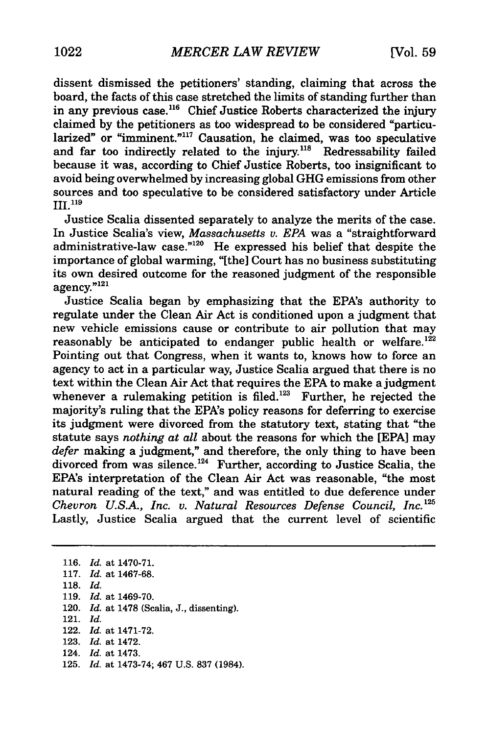dissent dismissed the petitioners' standing, claiming that across the board, the facts of this case stretched the limits of standing further than in any previous case.[116] Chief Justice Roberts characterized the injury claimed by the petitioners as too widespread to be considered "particularized" or "imminent."[117] Causation, he claimed, was too speculative and far too indirectly related to the injury.[118] Redressability failed because it was, according to Chief Justice Roberts, too insignificant to avoid being overwhelmed by increasing global GHG emissions from other sources and too speculative to be considered satisfactory under Article III.[119]

Justice Scalia dissented separately to analyze the merits of the case. In Justice Scalia's view, *Massachusetts v. EPA* was a "straightforward administrative-law case."[120] He expressed his belief that despite the importance of global warming, "[the] Court has no business substituting its own desired outcome for the reasoned judgment of the responsible agency."[121]

Justice Scalia began by emphasizing that the EPA's authority to regulate under the Clean Air Act is conditioned upon a judgment that new vehicle emissions cause or contribute to air pollution that may reasonably be anticipated to endanger public health or welfare.[122] Pointing out that Congress, when it wants to, knows how to force an agency to act in a particular way, Justice Scalia argued that there is no text within the Clean Air Act that requires the EPA to make a judgment whenever a rulemaking petition is filed.[123] Further, he rejected the majority's ruling that the EPA's policy reasons for deferring to exercise its judgment were divorced from the statutory text, stating that "the statute says *nothing at all* about the reasons for which the [EPA] may *defer* making a judgment," and therefore, the only thing to have been divorced from was silence.[124] Further, according to Justice Scalia, the EPA's interpretation of the Clean Air Act was reasonable, "the most natural reading of the text," and was entitled to due deference under *Chevron U.S.A., Inc. v. Natural Resources Defense Council, Inc.*[125] Lastly, Justice Scalia argued that the current level of scientific

---

116. *Id.* at 1470-71.
117. *Id.* at 1467-68.
118. *Id.*
119. *Id.* at 1469-70.
120. *Id.* at 1478 (Scalia, J., dissenting).
121. *Id.*
122. *Id.* at 1471-72.
123. *Id.* at 1472.
124. *Id.* at 1473.
125. *Id.* at 1473-74; 467 U.S. 837 (1984).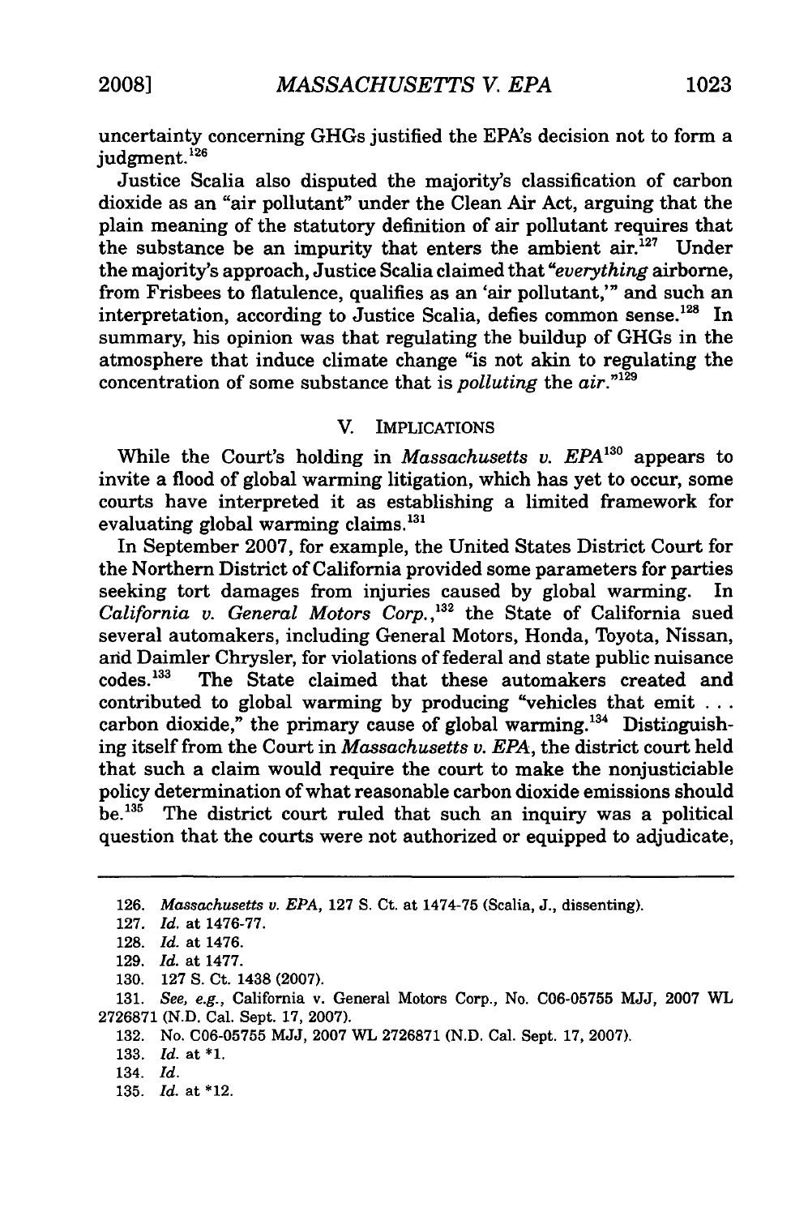uncertainty concerning GHGs justified the EPA's decision not to form a judgment.[126]

Justice Scalia also disputed the majority's classification of carbon dioxide as an "air pollutant" under the Clean Air Act, arguing that the plain meaning of the statutory definition of air pollutant requires that the substance be an impurity that enters the ambient air.[127] Under the majority's approach, Justice Scalia claimed that "*everything* airborne, from Frisbees to flatulence, qualifies as an 'air pollutant,'" and such an interpretation, according to Justice Scalia, defies common sense.[128] In summary, his opinion was that regulating the buildup of GHGs in the atmosphere that induce climate change "is not akin to regulating the concentration of some substance that is *polluting* the *air*."[129]

## V. IMPLICATIONS

While the Court's holding in *Massachusetts v. EPA*[130] appears to invite a flood of global warming litigation, which has yet to occur, some courts have interpreted it as establishing a limited framework for evaluating global warming claims.[131]

In September 2007, for example, the United States District Court for the Northern District of California provided some parameters for parties seeking tort damages from injuries caused by global warming. In *California v. General Motors Corp.*,[132] the State of California sued several automakers, including General Motors, Honda, Toyota, Nissan, and Daimler Chrysler, for violations of federal and state public nuisance codes.[133] The State claimed that these automakers created and contributed to global warming by producing "vehicles that emit . . . carbon dioxide," the primary cause of global warming.[134] Distinguishing itself from the Court in *Massachusetts v. EPA*, the district court held that such a claim would require the court to make the nonjusticiable policy determination of what reasonable carbon dioxide emissions should be.[135] The district court ruled that such an inquiry was a political question that the courts were not authorized or equipped to adjudicate,

---

126. *Massachusetts v. EPA*, 127 S. Ct. at 1474-75 (Scalia, J., dissenting).

127. *Id.* at 1476-77.

128. *Id.* at 1476.

129. *Id.* at 1477.

130. 127 S. Ct. 1438 (2007).

131. *See, e.g.*, California v. General Motors Corp., No. C06-05755 MJJ, 2007 WL 2726871 (N.D. Cal. Sept. 17, 2007).

132. No. C06-05755 MJJ, 2007 WL 2726871 (N.D. Cal. Sept. 17, 2007).

133. *Id.* at *1.

134. *Id.*

135. *Id.* at *12.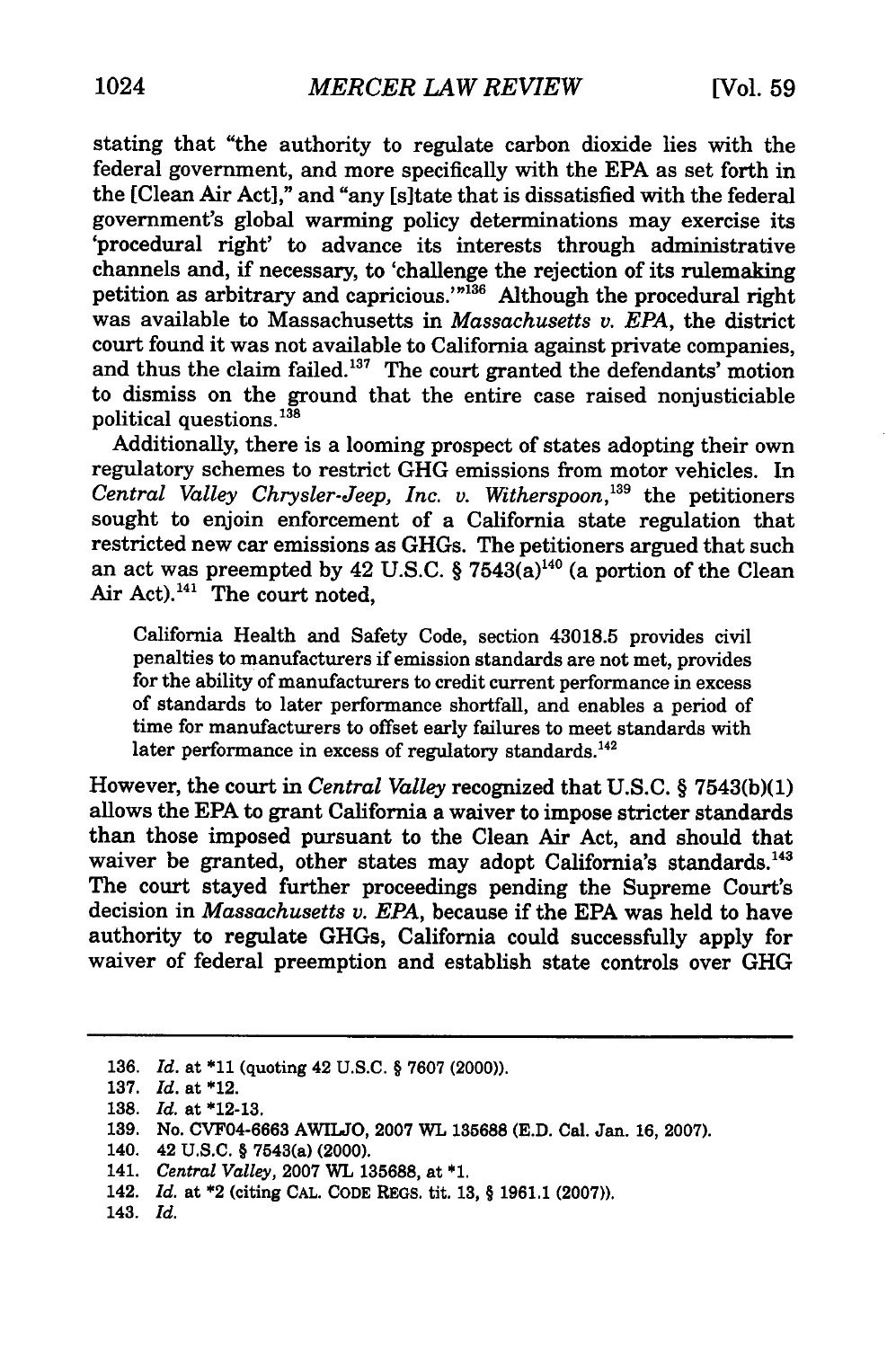stating that "the authority to regulate carbon dioxide lies with the federal government, and more specifically with the EPA as set forth in the [Clean Air Act]," and "any [s]tate that is dissatisfied with the federal government's global warming policy determinations may exercise its 'procedural right' to advance its interests through administrative channels and, if necessary, to 'challenge the rejection of its rulemaking petition as arbitrary and capricious.'"[136] Although the procedural right was available to Massachusetts in *Massachusetts v. EPA*, the district court found it was not available to California against private companies, and thus the claim failed.[137] The court granted the defendants' motion to dismiss on the ground that the entire case raised nonjusticiable political questions.[138]

Additionally, there is a looming prospect of states adopting their own regulatory schemes to restrict GHG emissions from motor vehicles. In *Central Valley Chrysler-Jeep, Inc. v. Witherspoon*,[139] the petitioners sought to enjoin enforcement of a California state regulation that restricted new car emissions as GHGs. The petitioners argued that such an act was preempted by 42 U.S.C. § 7543(a)[140] (a portion of the Clean Air Act).[141] The court noted,

> California Health and Safety Code, section 43018.5 provides civil penalties to manufacturers if emission standards are not met, provides for the ability of manufacturers to credit current performance in excess of standards to later performance shortfall, and enables a period of time for manufacturers to offset early failures to meet standards with later performance in excess of regulatory standards.[142]

However, the court in *Central Valley* recognized that U.S.C. § 7543(b)(1) allows the EPA to grant California a waiver to impose stricter standards than those imposed pursuant to the Clean Air Act, and should that waiver be granted, other states may adopt California's standards.[143] The court stayed further proceedings pending the Supreme Court's decision in *Massachusetts v. EPA*, because if the EPA was held to have authority to regulate GHGs, California could successfully apply for waiver of federal preemption and establish state controls over GHG

---

136. *Id.* at *11 (quoting 42 U.S.C. § 7607 (2000)).
137. *Id.* at *12.
138. *Id.* at *12-13.
139. No. CVF04-6663 AWILJO, 2007 WL 135688 (E.D. Cal. Jan. 16, 2007).
140. 42 U.S.C. § 7543(a) (2000).
141. *Central Valley*, 2007 WL 135688, at *1.
142. *Id.* at *2 (citing CAL. CODE REGS. tit. 13, § 1961.1 (2007)).
143. *Id.*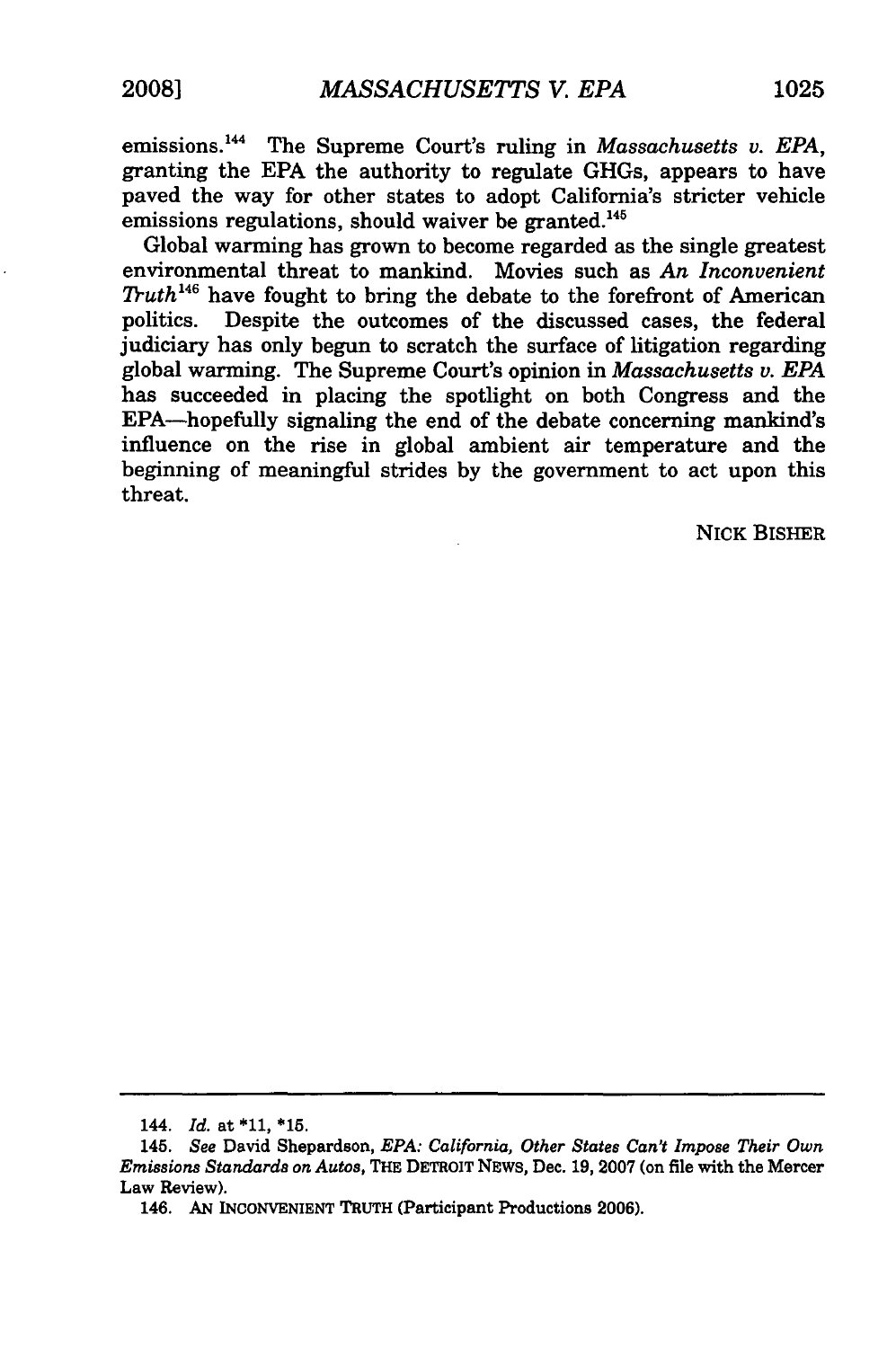emissions.[144] The Supreme Court's ruling in *Massachusetts v. EPA*, granting the EPA the authority to regulate GHGs, appears to have paved the way for other states to adopt California's stricter vehicle emissions regulations, should waiver be granted.[145]

Global warming has grown to become regarded as the single greatest environmental threat to mankind. Movies such as *An Inconvenient Truth*[146] have fought to bring the debate to the forefront of American politics. Despite the outcomes of the discussed cases, the federal judiciary has only begun to scratch the surface of litigation regarding global warming. The Supreme Court's opinion in *Massachusetts v. EPA* has succeeded in placing the spotlight on both Congress and the EPA—hopefully signaling the end of the debate concerning mankind's influence on the rise in global ambient air temperature and the beginning of meaningful strides by the government to act upon this threat.

NICK BISHER

---

144. *Id.* at *11, *15.

145. *See* David Shepardson, *EPA: California, Other States Can't Impose Their Own Emissions Standards on Autos*, THE DETROIT NEWS, Dec. 19, 2007 (on file with the Mercer Law Review).

146. AN INCONVENIENT TRUTH (Participant Productions 2006).